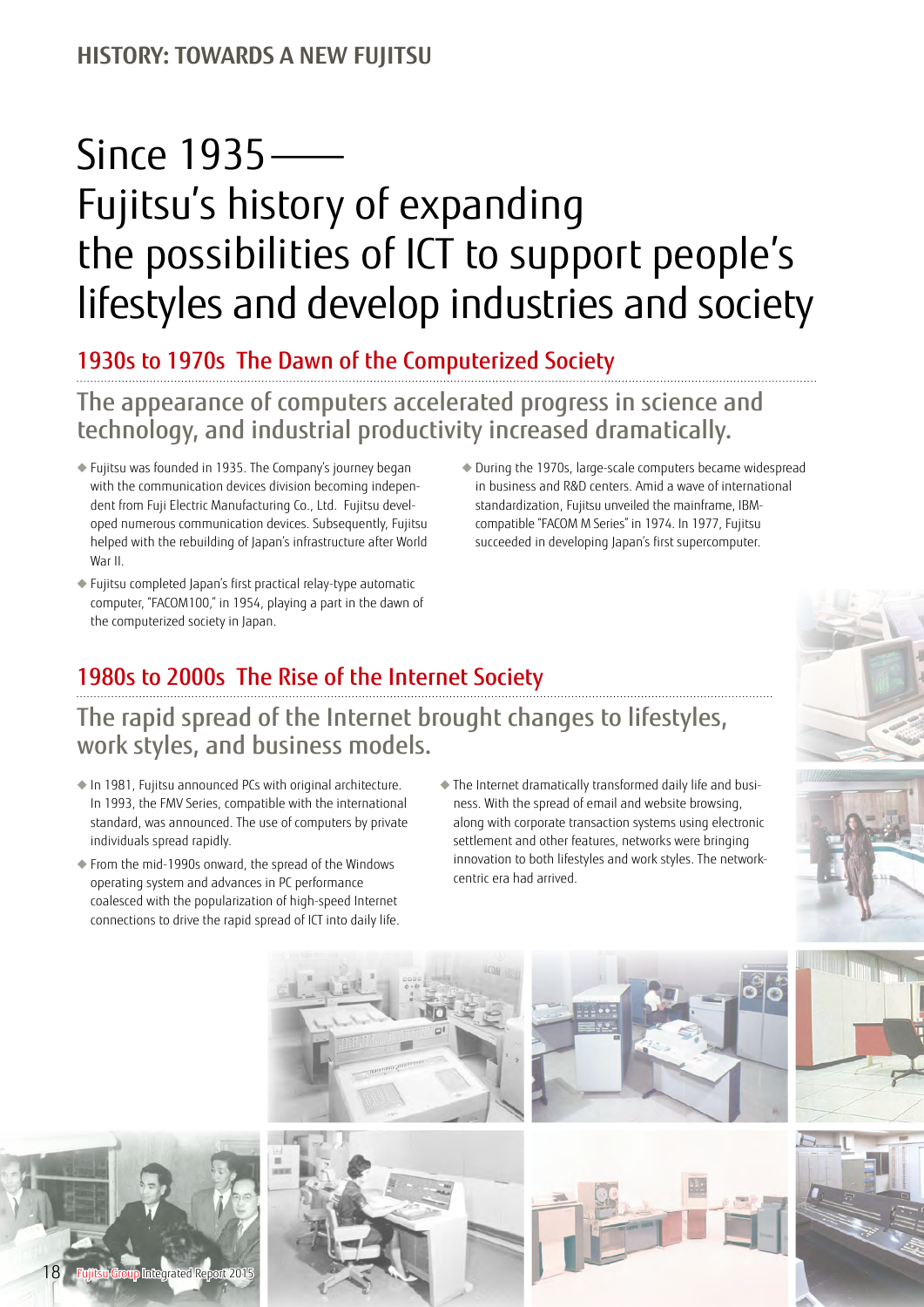HISTORY: TOWARDS A NEW FUJITSU

# Since 1935 —— Fujitsu's history of expanding the possibilities of ICT to support people's lifestyles and develop industries and society

## 1930s to 1970s The Dawn of the Computerized Society

### The appearance of computers accelerated progress in science and technology, and industrial productivity increased dramatically.

- Fujitsu was founded in 1935. The Company's journey began with the communication devices division becoming independent from Fuji Electric Manufacturing Co., Ltd. Fujitsu developed numerous communication devices. Subsequently, Fujitsu helped with the rebuilding of Japan's infrastructure after World War II.
- Fujitsu completed Japan's first practical relay-type automatic computer, "FACOM100," in 1954, playing a part in the dawn of the computerized society in Japan.
- During the 1970s, large-scale computers became widespread in business and R&D centers. Amid a wave of international standardization, Fujitsu unveiled the mainframe, IBM-compatible "FACOM M Series" in 1974. In 1977, Fujitsu succeeded in developing Japan's first supercomputer.

## 1980s to 2000s The Rise of the Internet Society

### The rapid spread of the Internet brought changes to lifestyles, work styles, and business models.

- In 1981, Fujitsu announced PCs with original architecture. In 1993, the FMV Series, compatible with the international standard, was announced. The use of computers by private individuals spread rapidly.
- From the mid-1990s onward, the spread of the Windows operating system and advances in PC performance coalesced with the popularization of high-speed Internet connections to drive the rapid spread of ICT into daily life.
- The Internet dramatically transformed daily life and business. With the spread of email and website browsing, along with corporate transaction systems using electronic settlement and other features, networks were bringing innovation to both lifestyles and work styles. The network-centric era had arrived.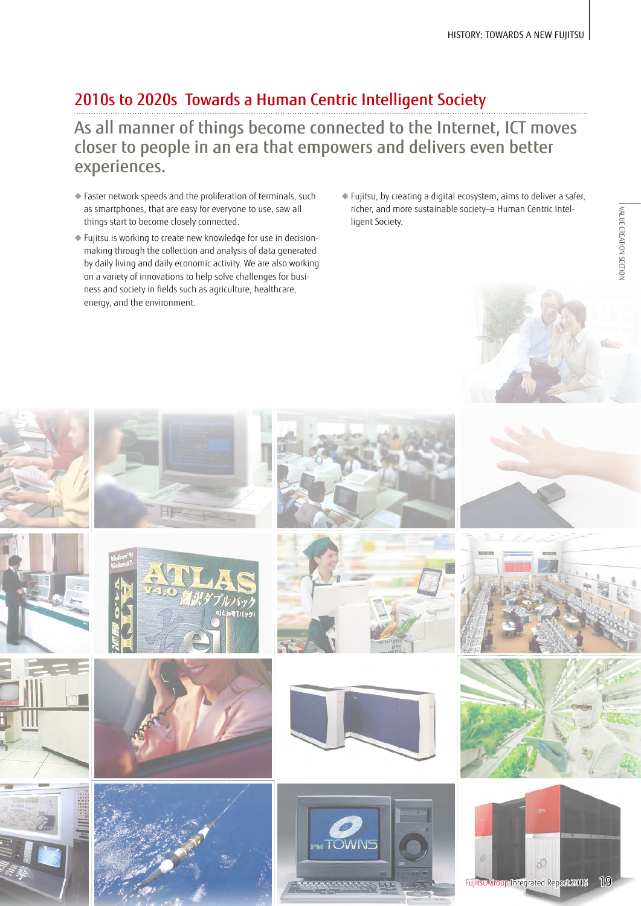## 2010s to 2020s Towards a Human Centric Intelligent Society

### As all manner of things become connected to the Internet, ICT moves closer to people in an era that empowers and delivers even better experiences.

- Faster network speeds and the proliferation of terminals, such as smartphones, that are easy for everyone to use, saw all things start to become closely connected.
- Fujitsu is working to create new knowledge for use in decision-making through the collection and analysis of data generated by daily living and daily economic activity. We are also working on a variety of innovations to help solve challenges for business and society in fields such as agriculture, healthcare, energy, and the environment.
- Fujitsu, by creating a digital ecosystem, aims to deliver a safer, richer, and more sustainable society—a Human Centric Intelligent Society.